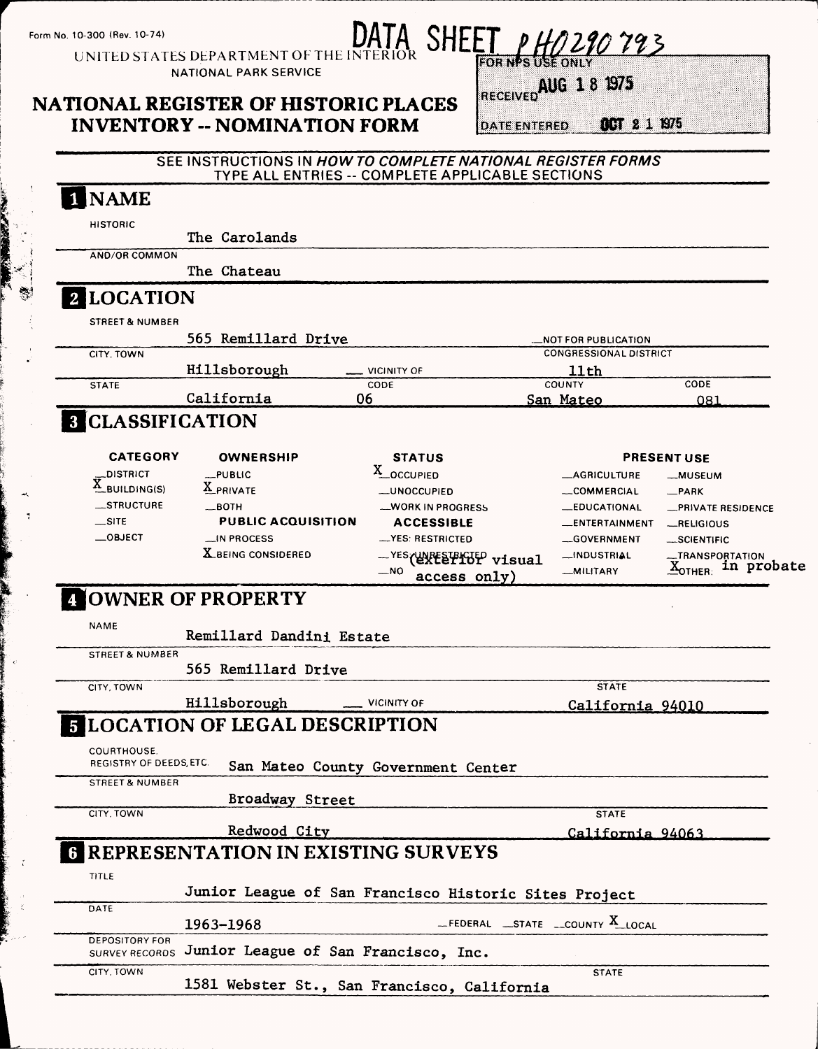Form No. 10-300 (Rev. 10-74)

DATA SHEET PH0290793

UNITED STATES DEPARTMENT OF THE INTERIOR
NATIONAL PARK SERVICE

# NATIONAL REGISTER OF HISTORIC PLACES INVENTORY -- NOMINATION FORM

FOR NPS USE ONLY
RECEIVED AUG 18 1975
DATE ENTERED OCT 21 1975

SEE INSTRUCTIONS IN *HOW TO COMPLETE NATIONAL REGISTER FORMS*
TYPE ALL ENTRIES -- COMPLETE APPLICABLE SECTIONS

## 1 NAME

HISTORIC: The Carolands

AND/OR COMMON: The Chateau

## 2 LOCATION

STREET & NUMBER: 565 Remillard Drive — NOT FOR PUBLICATION

CITY, TOWN: Hillsborough — VICINITY OF

CONGRESSIONAL DISTRICT: 11th

STATE: California — CODE: 06 — COUNTY: San Mateo — CODE: 081

## 3 CLASSIFICATION

| CATEGORY | OWNERSHIP | STATUS | PRESENT USE | |
|---|---|---|---|---|
| __DISTRICT | __PUBLIC | X OCCUPIED | __AGRICULTURE | __MUSEUM |
| X BUILDING(S) | X PRIVATE | __UNOCCUPIED | __COMMERCIAL | __PARK |
| __STRUCTURE | __BOTH | __WORK IN PROGRESS | __EDUCATIONAL | __PRIVATE RESIDENCE |
| __SITE | **PUBLIC ACQUISITION** | **ACCESSIBLE** | __ENTERTAINMENT | __RELIGIOUS |
| __OBJECT | __IN PROCESS | __YES: RESTRICTED | __GOVERNMENT | __SCIENTIFIC |
| | X BEING CONSIDERED | __YES: UNRESTRICTED (exterior visual access only) | __INDUSTRIAL | __TRANSPORTATION |
| | | __NO | __MILITARY | X OTHER: in probate |

## 4 OWNER OF PROPERTY

NAME: Remillard Dandini Estate

STREET & NUMBER: 565 Remillard Drive

CITY, TOWN: Hillsborough — VICINITY OF — STATE: California 94010

## 5 LOCATION OF LEGAL DESCRIPTION

COURTHOUSE, REGISTRY OF DEEDS, ETC.: San Mateo County Government Center

STREET & NUMBER: Broadway Street

CITY, TOWN: Redwood City — STATE: California 94063

## 6 REPRESENTATION IN EXISTING SURVEYS

TITLE: Junior League of San Francisco Historic Sites Project

DATE: 1963-1968 — __FEDERAL __STATE __COUNTY X LOCAL

DEPOSITORY FOR SURVEY RECORDS: Junior League of San Francisco, Inc.

CITY, TOWN: 1581 Webster St., San Francisco, California — STATE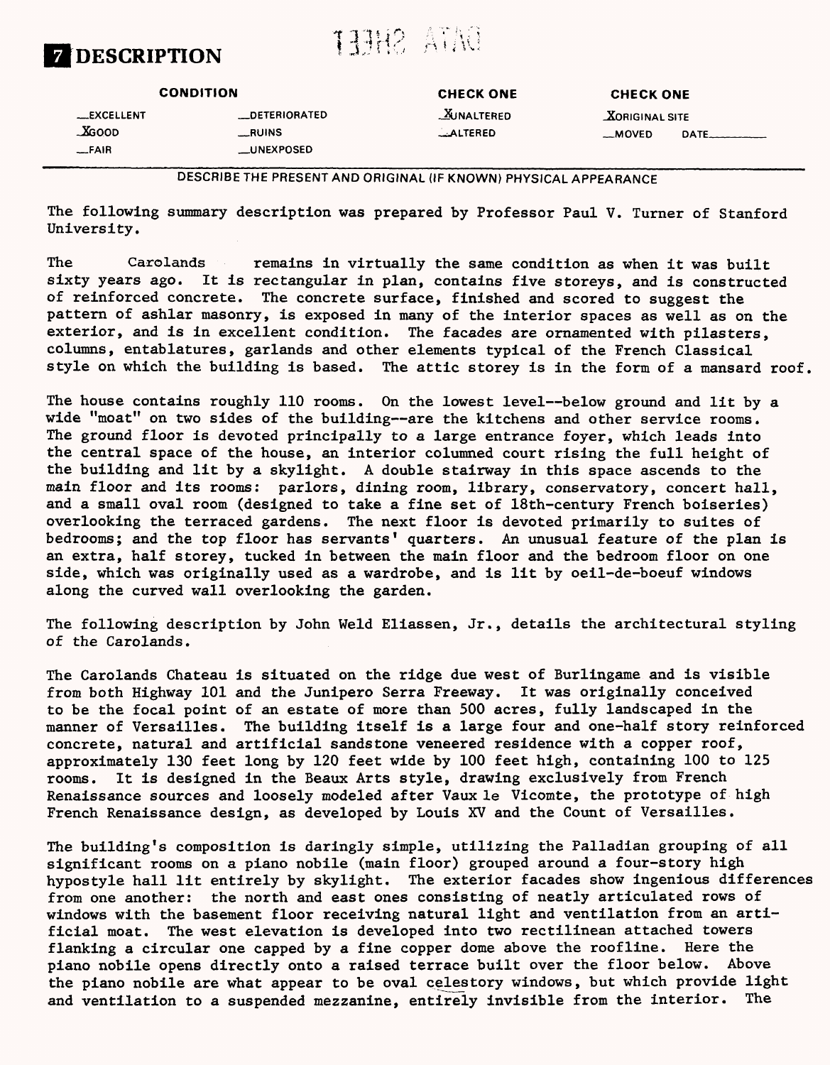# 7 DESCRIPTION

DATA SHEET

| CONDITION | | CHECK ONE | CHECK ONE |
|---|---|---|---|
| __EXCELLENT | __DETERIORATED | X UNALTERED | X ORIGINAL SITE |
| X GOOD | __RUINS | __ALTERED | __MOVED DATE______ |
| __FAIR | __UNEXPOSED | | |

DESCRIBE THE PRESENT AND ORIGINAL (IF KNOWN) PHYSICAL APPEARANCE

The following summary description was prepared by Professor Paul V. Turner of Stanford University.

The Carolands remains in virtually the same condition as when it was built sixty years ago. It is rectangular in plan, contains five storeys, and is constructed of reinforced concrete. The concrete surface, finished and scored to suggest the pattern of ashlar masonry, is exposed in many of the interior spaces as well as on the exterior, and is in excellent condition. The facades are ornamented with pilasters, columns, entablatures, garlands and other elements typical of the French Classical style on which the building is based. The attic storey is in the form of a mansard roof.

The house contains roughly 110 rooms. On the lowest level--below ground and lit by a wide "moat" on two sides of the building--are the kitchens and other service rooms. The ground floor is devoted principally to a large entrance foyer, which leads into the central space of the house, an interior columned court rising the full height of the building and lit by a skylight. A double stairway in this space ascends to the main floor and its rooms: parlors, dining room, library, conservatory, concert hall, and a small oval room (designed to take a fine set of 18th-century French boiseries) overlooking the terraced gardens. The next floor is devoted primarily to suites of bedrooms; and the top floor has servants' quarters. An unusual feature of the plan is an extra, half storey, tucked in between the main floor and the bedroom floor on one side, which was originally used as a wardrobe, and is lit by oeil-de-boeuf windows along the curved wall overlooking the garden.

The following description by John Weld Eliassen, Jr., details the architectural styling of the Carolands.

The Carolands Chateau is situated on the ridge due west of Burlingame and is visible from both Highway 101 and the Junipero Serra Freeway. It was originally conceived to be the focal point of an estate of more than 500 acres, fully landscaped in the manner of Versailles. The building itself is a large four and one-half story reinforced concrete, natural and artificial sandstone veneered residence with a copper roof, approximately 130 feet long by 120 feet wide by 100 feet high, containing 100 to 125 rooms. It is designed in the Beaux Arts style, drawing exclusively from French Renaissance sources and loosely modeled after Vaux le Vicomte, the prototype of high French Renaissance design, as developed by Louis XV and the Count of Versailles.

The building's composition is daringly simple, utilizing the Palladian grouping of all significant rooms on a piano nobile (main floor) grouped around a four-story high hypostyle hall lit entirely by skylight. The exterior facades show ingenious differences from one another: the north and east ones consisting of neatly articulated rows of windows with the basement floor receiving natural light and ventilation from an artificial moat. The west elevation is developed into two rectilinean attached towers flanking a circular one capped by a fine copper dome above the roofline. Here the piano nobile opens directly onto a raised terrace built over the floor below. Above the piano nobile are what appear to be oval celestory windows, but which provide light and ventilation to a suspended mezzanine, entirely invisible from the interior. The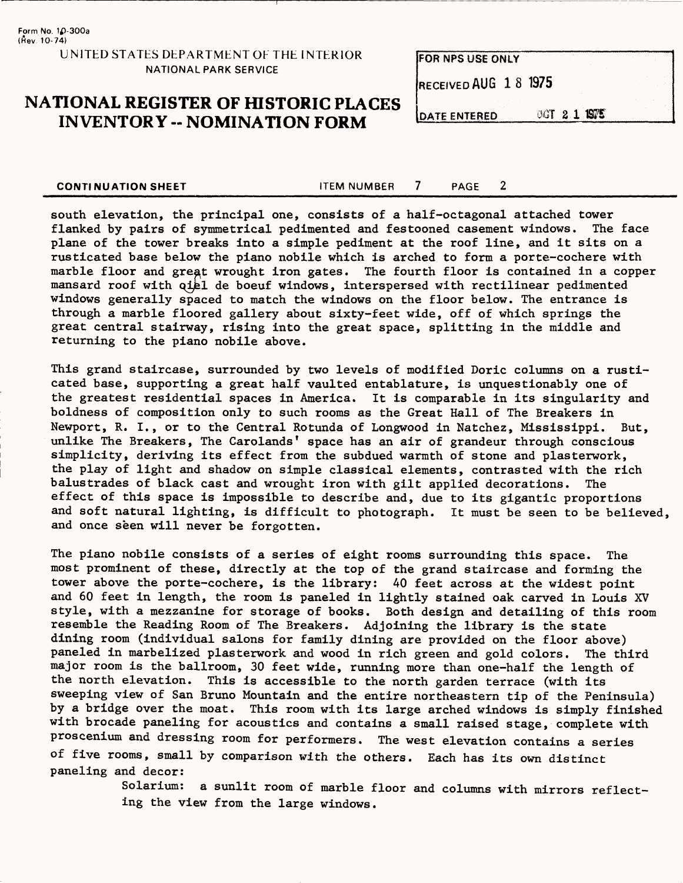Form No. 10-300a
(Rev. 10-74)

UNITED STATES DEPARTMENT OF THE INTERIOR
NATIONAL PARK SERVICE

# NATIONAL REGISTER OF HISTORIC PLACES INVENTORY -- NOMINATION FORM

| FOR NPS USE ONLY |
| --- |
| RECEIVED AUG 18 1975 |
| DATE ENTERED OCT 21 1975 |

**CONTINUATION SHEET** ITEM NUMBER 7 PAGE 2

south elevation, the principal one, consists of a half-octagonal attached tower flanked by pairs of symmetrical pedimented and festooned casement windows. The face plane of the tower breaks into a simple pediment at the roof line, and it sits on a rusticated base below the piano nobile which is arched to form a porte-cochere with marble floor and great wrought iron gates. The fourth floor is contained in a copper mansard roof with oiel de boeuf windows, interspersed with rectilinear pedimented windows generally spaced to match the windows on the floor below. The entrance is through a marble floored gallery about sixty-feet wide, off of which springs the great central stairway, rising into the great space, splitting in the middle and returning to the piano nobile above.

This grand staircase, surrounded by two levels of modified Doric columns on a rusticated base, supporting a great half vaulted entablature, is unquestionably one of the greatest residential spaces in America. It is comparable in its singularity and boldness of composition only to such rooms as the Great Hall of The Breakers in Newport, R. I., or to the Central Rotunda of Longwood in Natchez, Mississippi. But, unlike The Breakers, The Carolands' space has an air of grandeur through conscious simplicity, deriving its effect from the subdued warmth of stone and plasterwork, the play of light and shadow on simple classical elements, contrasted with the rich balustrades of black cast and wrought iron with gilt applied decorations. The effect of this space is impossible to describe and, due to its gigantic proportions and soft natural lighting, is difficult to photograph. It must be seen to be believed, and once seen will never be forgotten.

The piano nobile consists of a series of eight rooms surrounding this space. The most prominent of these, directly at the top of the grand staircase and forming the tower above the porte-cochere, is the library: 40 feet across at the widest point and 60 feet in length, the room is paneled in lightly stained oak carved in Louis XV style, with a mezzanine for storage of books. Both design and detailing of this room resemble the Reading Room of The Breakers. Adjoining the library is the state dining room (individual salons for family dining are provided on the floor above) paneled in marbelized plasterwork and wood in rich green and gold colors. The third major room is the ballroom, 30 feet wide, running more than one-half the length of the north elevation. This is accessible to the north garden terrace (with its sweeping view of San Bruno Mountain and the entire northeastern tip of the Peninsula) by a bridge over the moat. This room with its large arched windows is simply finished with brocade paneling for acoustics and contains a small raised stage, complete with proscenium and dressing room for performers. The west elevation contains a series of five rooms, small by comparison with the others. Each has its own distinct paneling and decor:

Solarium: a sunlit room of marble floor and columns with mirrors reflecting the view from the large windows.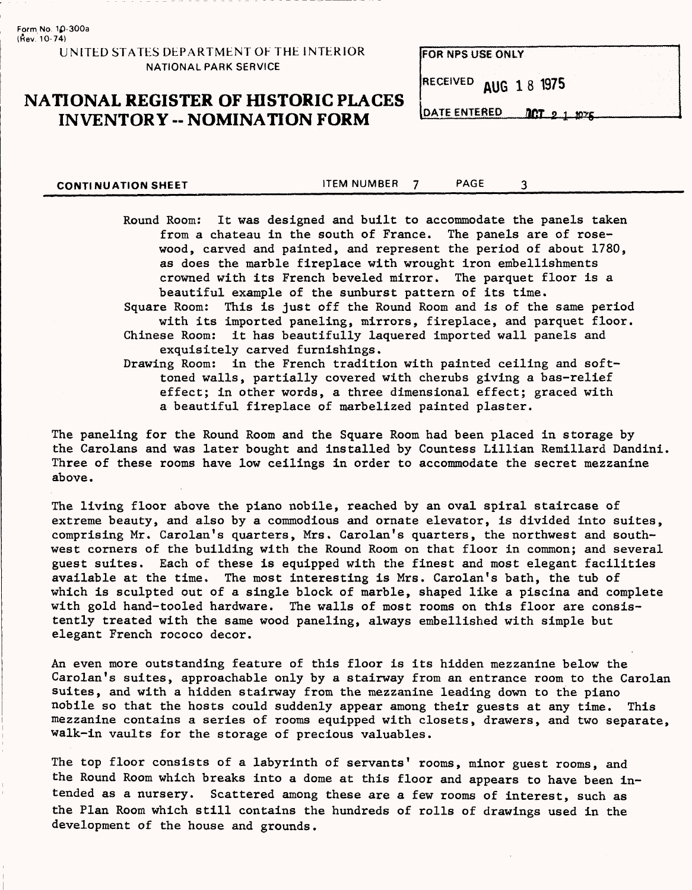Form No. 10-300a
(Rev. 10-74)

UNITED STATES DEPARTMENT OF THE INTERIOR
NATIONAL PARK SERVICE

# NATIONAL REGISTER OF HISTORIC PLACES INVENTORY -- NOMINATION FORM

| FOR NPS USE ONLY |
|---|
| RECEIVED AUG 18 1975 |
| DATE ENTERED OCT 21 1975 |

**CONTINUATION SHEET** ITEM NUMBER 7 PAGE 3

Round Room: It was designed and built to accommodate the panels taken from a chateau in the south of France. The panels are of rosewood, carved and painted, and represent the period of about 1780, as does the marble fireplace with wrought iron embellishments crowned with its French beveled mirror. The parquet floor is a beautiful example of the sunburst pattern of its time.

Square Room: This is just off the Round Room and is of the same period with its imported paneling, mirrors, fireplace, and parquet floor.

Chinese Room: it has beautifully laquered imported wall panels and exquisitely carved furnishings.

Drawing Room: in the French tradition with painted ceiling and soft-toned walls, partially covered with cherubs giving a bas-relief effect; in other words, a three dimensional effect; graced with a beautiful fireplace of marbelized painted plaster.

The paneling for the Round Room and the Square Room had been placed in storage by the Carolans and was later bought and installed by Countess Lillian Remillard Dandini. Three of these rooms have low ceilings in order to accommodate the secret mezzanine above.

The living floor above the piano nobile, reached by an oval spiral staircase of extreme beauty, and also by a commodious and ornate elevator, is divided into suites, comprising Mr. Carolan's quarters, Mrs. Carolan's quarters, the northwest and southwest corners of the building with the Round Room on that floor in common; and several guest suites. Each of these is equipped with the finest and most elegant facilities available at the time. The most interesting is Mrs. Carolan's bath, the tub of which is sculpted out of a single block of marble, shaped like a piscina and complete with gold hand-tooled hardware. The walls of most rooms on this floor are consistently treated with the same wood paneling, always embellished with simple but elegant French rococo decor.

An even more outstanding feature of this floor is its hidden mezzanine below the Carolan's suites, approachable only by a stairway from an entrance room to the Carolan suites, and with a hidden stairway from the mezzanine leading down to the piano nobile so that the hosts could suddenly appear among their guests at any time. This mezzanine contains a series of rooms equipped with closets, drawers, and two separate, walk-in vaults for the storage of precious valuables.

The top floor consists of a labyrinth of servants' rooms, minor guest rooms, and the Round Room which breaks into a dome at this floor and appears to have been intended as a nursery. Scattered among these are a few rooms of interest, such as the Plan Room which still contains the hundreds of rolls of drawings used in the development of the house and grounds.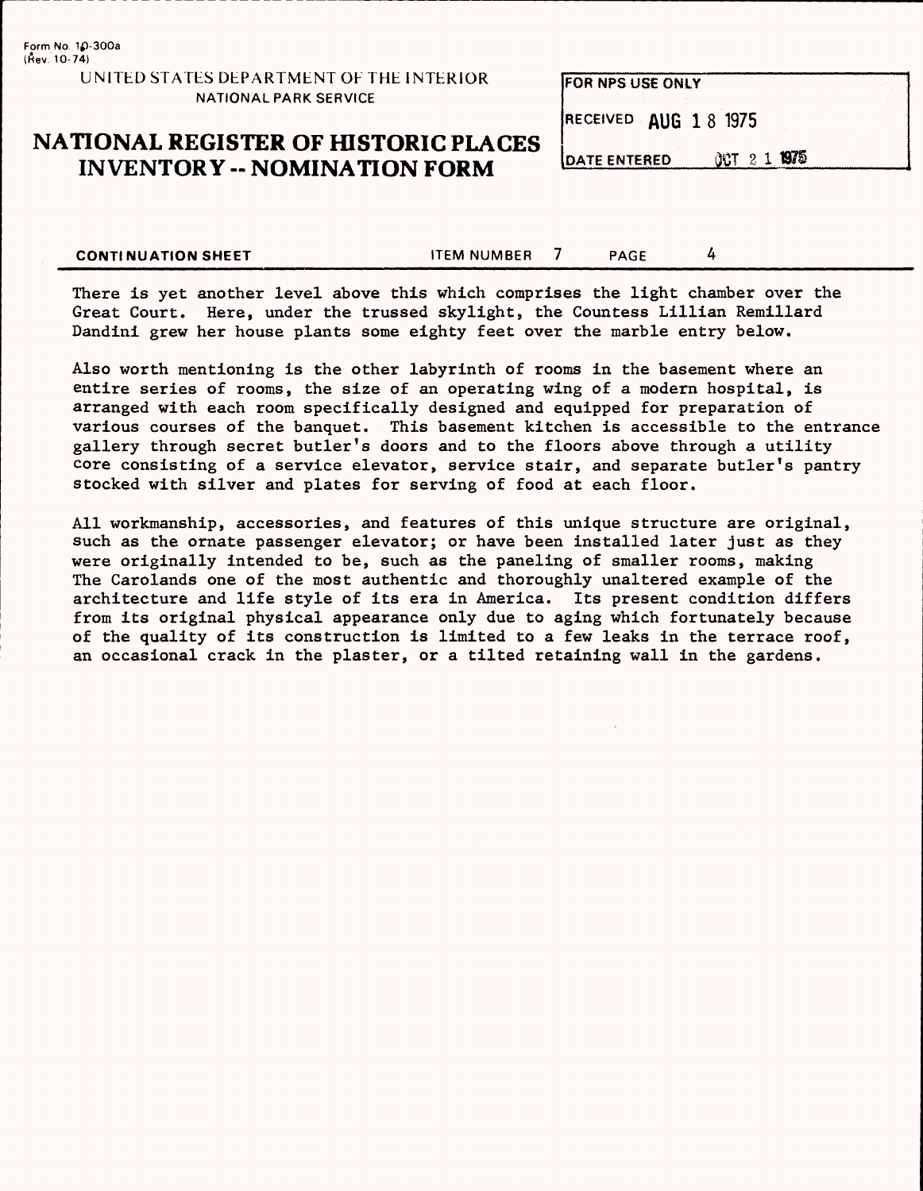**CONTINUATION SHEET** ITEM NUMBER 7 PAGE 4

There is yet another level above this which comprises the light chamber over the Great Court. Here, under the trussed skylight, the Countess Lillian Remillard Dandini grew her house plants some eighty feet over the marble entry below.

Also worth mentioning is the other labyrinth of rooms in the basement where an entire series of rooms, the size of an operating wing of a modern hospital, is arranged with each room specifically designed and equipped for preparation of various courses of the banquet. This basement kitchen is accessible to the entrance gallery through secret butler's doors and to the floors above through a utility core consisting of a service elevator, service stair, and separate butler's pantry stocked with silver and plates for serving of food at each floor.

All workmanship, accessories, and features of this unique structure are original, such as the ornate passenger elevator; or have been installed later just as they were originally intended to be, such as the paneling of smaller rooms, making The Carolands one of the most authentic and thoroughly unaltered example of the architecture and life style of its era in America. Its present condition differs from its original physical appearance only due to aging which fortunately because of the quality of its construction is limited to a few leaks in the terrace roof, an occasional crack in the plaster, or a tilted retaining wall in the gardens.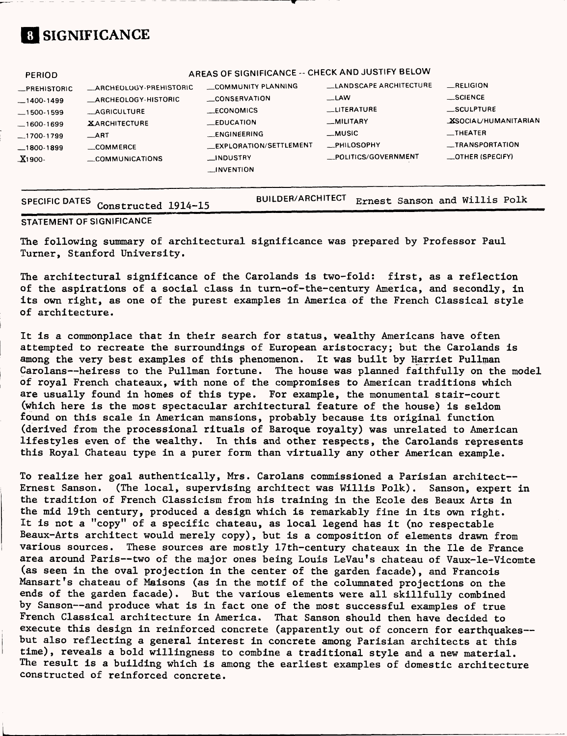# 8 SIGNIFICANCE

| PERIOD | AREAS OF SIGNIFICANCE -- CHECK AND JUSTIFY BELOW | | | |
|---|---|---|---|---|
| _PREHISTORIC | _ARCHEOLOGY-PREHISTORIC | _COMMUNITY PLANNING | _LANDSCAPE ARCHITECTURE | _RELIGION |
| _1400-1499 | _ARCHEOLOGY-HISTORIC | _CONSERVATION | _LAW | _SCIENCE |
| _1500-1599 | _AGRICULTURE | _ECONOMICS | _LITERATURE | _SCULPTURE |
| _1600-1699 | X ARCHITECTURE | _EDUCATION | _MILITARY | X SOCIAL/HUMANITARIAN |
| _1700-1799 | _ART | _ENGINEERING | _MUSIC | _THEATER |
| _1800-1899 | _COMMERCE | _EXPLORATION/SETTLEMENT | _PHILOSOPHY | _TRANSPORTATION |
| X 1900- | _COMMUNICATIONS | _INDUSTRY | _POLITICS/GOVERNMENT | _OTHER (SPECIFY) |
| | | _INVENTION | | |

SPECIFIC DATES Constructed 1914-15 BUILDER/ARCHITECT Ernest Sanson and Willis Polk

STATEMENT OF SIGNIFICANCE

The following summary of architectural significance was prepared by Professor Paul Turner, Stanford University.

The architectural significance of the Carolands is two-fold: first, as a reflection of the aspirations of a social class in turn-of-the-century America, and secondly, in its own right, as one of the purest examples in America of the French Classical style of architecture.

It is a commonplace that in their search for status, wealthy Americans have often attempted to recreate the surroundings of European aristocracy; but the Carolands is among the very best examples of this phenomenon. It was built by Harriet Pullman Carolans--heiress to the Pullman fortune. The house was planned faithfully on the model of royal French chateaux, with none of the compromises to American traditions which are usually found in homes of this type. For example, the monumental stair-court (which here is the most spectacular architectural feature of the house) is seldom found on this scale in American mansions, probably because its original function (derived from the processional rituals of Baroque royalty) was unrelated to American lifestyles even of the wealthy. In this and other respects, the Carolands represents this Royal Chateau type in a purer form than virtually any other American example.

To realize her goal authentically, Mrs. Carolans commissioned a Parisian architect--Ernest Sanson. (The local, supervising architect was Willis Polk). Sanson, expert in the tradition of French Classicism from his training in the Ecole des Beaux Arts in the mid 19th century, produced a design which is remarkably fine in its own right. It is not a "copy" of a specific chateau, as local legend has it (no respectable Beaux-Arts architect would merely copy), but is a composition of elements drawn from various sources. These sources are mostly 17th-century chateaux in the Ile de France area around Paris--two of the major ones being Louis LeVau's chateau of Vaux-le-Vicomte (as seen in the oval projection in the center of the garden facade), and Francois Mansart's chateau of Maisons (as in the motif of the columnated projections on the ends of the garden facade). But the various elements were all skillfully combined by Sanson--and produce what is in fact one of the most successful examples of true French Classical architecture in America. That Sanson should then have decided to execute this design in reinforced concrete (apparently out of concern for earthquakes--but also reflecting a general interest in concrete among Parisian architects at this time), reveals a bold willingness to combine a traditional style and a new material. The result is a building which is among the earliest examples of domestic architecture constructed of reinforced concrete.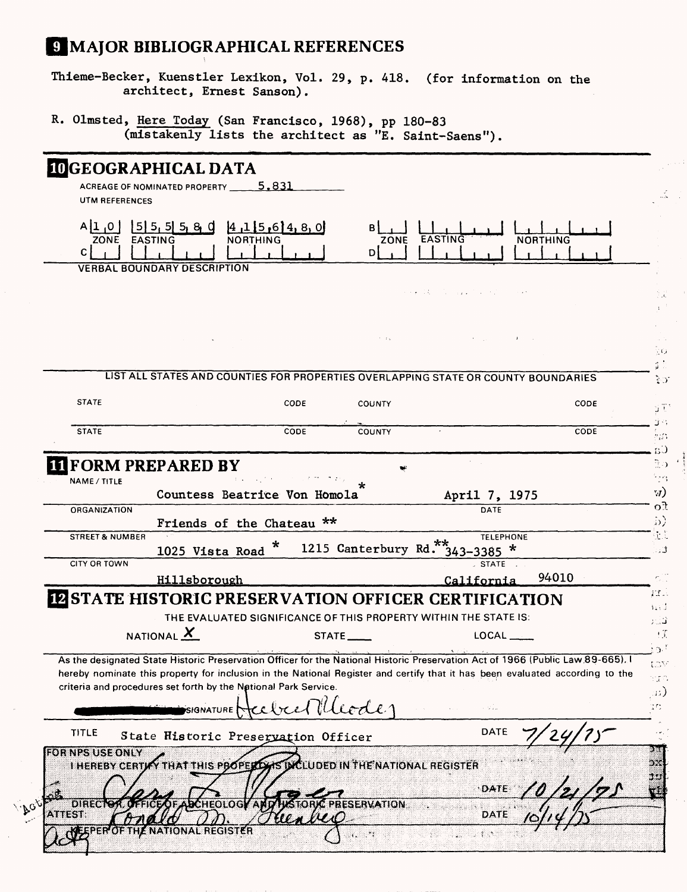## 9 MAJOR BIBLIOGRAPHICAL REFERENCES

Thieme-Becker, Kuenstler Lexikon, Vol. 29, p. 418. (for information on the architect, Ernest Sanson).

R. Olmsted, Here Today (San Francisco, 1968), pp 180-83 (mistakenly lists the architect as "E. Saint-Saens").

## 10 GEOGRAPHICAL DATA

ACREAGE OF NOMINATED PROPERTY 5.831

UTM REFERENCES

| | ZONE | EASTING | NORTHING | | ZONE | EASTING | NORTHING |
|---|---|---|---|---|---|---|---|
| A | 10 | 555580 | 4156480 | B | | | |
| C | | | | D | | | |

VERBAL BOUNDARY DESCRIPTION

LIST ALL STATES AND COUNTIES FOR PROPERTIES OVERLAPPING STATE OR COUNTY BOUNDARIES

| STATE | CODE | COUNTY | CODE |
|---|---|---|---|
| STATE | CODE | COUNTY | CODE |

## 11 FORM PREPARED BY

NAME / TITLE: Countess Beatrice Von Homola *

DATE: April 7, 1975

ORGANIZATION: Friends of the Chateau **

STREET & NUMBER: 1025 Vista Road * 1215 Canterbury Rd.**

TELEPHONE: 343-3385 *

CITY OR TOWN: Hillsborough

STATE: California 94010

## 12 STATE HISTORIC PRESERVATION OFFICER CERTIFICATION

THE EVALUATED SIGNIFICANCE OF THIS PROPERTY WITHIN THE STATE IS:

NATIONAL X STATE ___ LOCAL ___

As the designated State Historic Preservation Officer for the National Historic Preservation Act of 1966 (Public Law 89-665), I hereby nominate this property for inclusion in the National Register and certify that it has been evaluated according to the criteria and procedures set forth by the National Park Service.

SIGNATURE Herbert Rhodes

TITLE State Historic Preservation Officer DATE 7/24/75

FOR NPS USE ONLY

I HEREBY CERTIFY THAT THIS PROPERTY IS INCLUDED IN THE NATIONAL REGISTER

DIRECTOR, OFFICE OF ARCHEOLOGY AND HISTORIC PRESERVATION DATE 10/21/75

ATTEST: Ronald M. Greenberg DATE 10/14/75

KEEPER OF THE NATIONAL REGISTER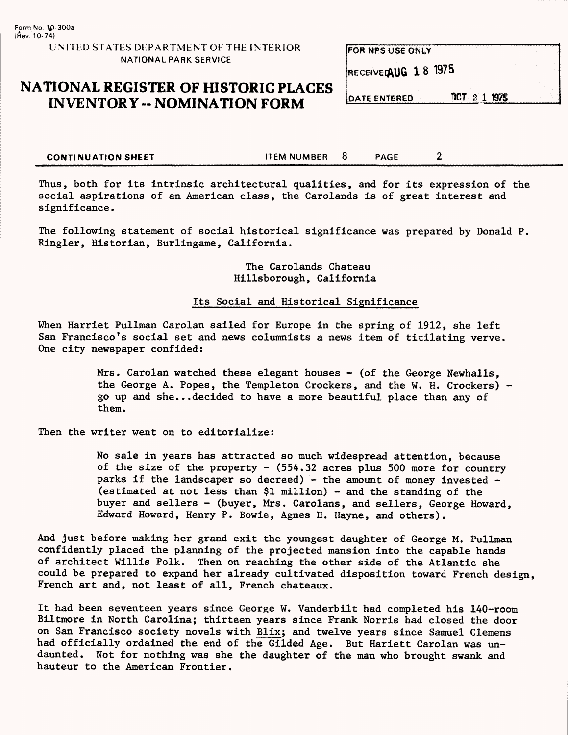Form No. 10-300a
(Rev. 10-74)

UNITED STATES DEPARTMENT OF THE INTERIOR
NATIONAL PARK SERVICE

# NATIONAL REGISTER OF HISTORIC PLACES INVENTORY -- NOMINATION FORM

| FOR NPS USE ONLY |
| --- |
| RECEIVED AUG 1 8 1975 |
| DATE ENTERED OCT 2 1 1975 |

**CONTINUATION SHEET** ITEM NUMBER 8 PAGE 2

Thus, both for its intrinsic architectural qualities, and for its expression of the social aspirations of an American class, the Carolands is of great interest and significance.

The following statement of social historical significance was prepared by Donald P. Ringler, Historian, Burlingame, California.

The Carolands Chateau
Hillsborough, California

Its Social and Historical Significance

When Harriet Pullman Carolan sailed for Europe in the spring of 1912, she left San Francisco's social set and news columnists a news item of titilating verve. One city newspaper confided:

> Mrs. Carolan watched these elegant houses - (of the George Newhalls, the George A. Popes, the Templeton Crockers, and the W. H. Crockers) - go up and she...decided to have a more beautiful place than any of them.

Then the writer went on to editorialize:

> No sale in years has attracted so much widespread attention, because of the size of the property - (554.32 acres plus 500 more for country parks if the landscaper so decreed) - the amount of money invested - (estimated at not less than $1 million) - and the standing of the buyer and sellers - (buyer, Mrs. Carolans, and sellers, George Howard, Edward Howard, Henry P. Bowie, Agnes H. Hayne, and others).

And just before making her grand exit the youngest daughter of George M. Pullman confidently placed the planning of the projected mansion into the capable hands of architect Willis Polk. Then on reaching the other side of the Atlantic she could be prepared to expand her already cultivated disposition toward French design, French art and, not least of all, French chateaux.

It had been seventeen years since George W. Vanderbilt had completed his 140-room Biltmore in North Carolina; thirteen years since Frank Norris had closed the door on San Francisco society novels with Blix; and twelve years since Samuel Clemens had officially ordained the end of the Gilded Age. But Hariett Carolan was undaunted. Not for nothing was she the daughter of the man who brought swank and hauteur to the American Frontier.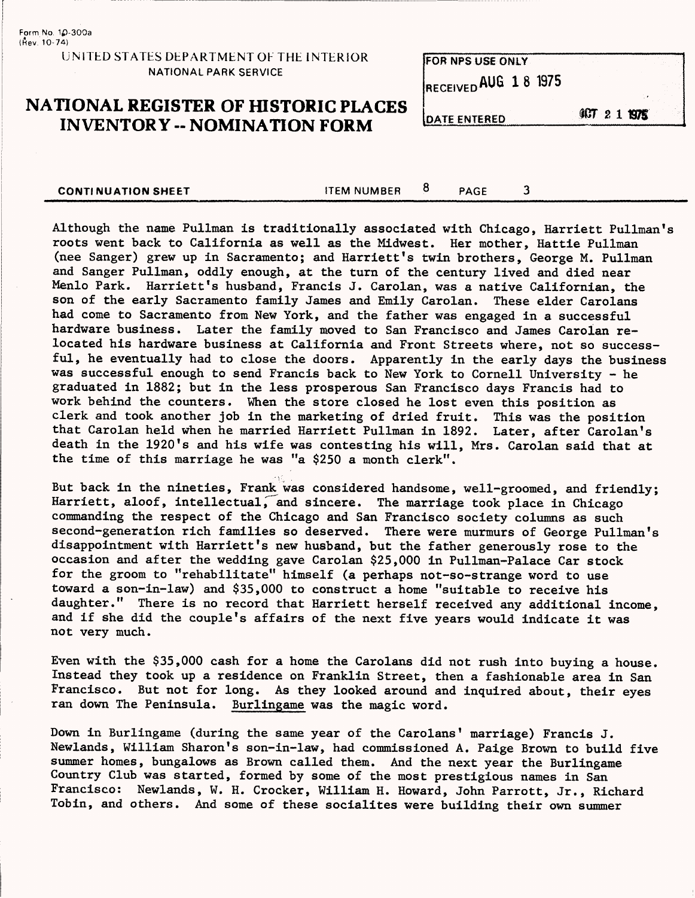Form No. 10-300a
(Rev. 10-74)

UNITED STATES DEPARTMENT OF THE INTERIOR
NATIONAL PARK SERVICE

# NATIONAL REGISTER OF HISTORIC PLACES INVENTORY -- NOMINATION FORM

FOR NPS USE ONLY
RECEIVED AUG 18 1975
DATE ENTERED OCT 21 1975

CONTINUATION SHEET ITEM NUMBER 8 PAGE 3

Although the name Pullman is traditionally associated with Chicago, Harriett Pullman's roots went back to California as well as the Midwest. Her mother, Hattie Pullman (nee Sanger) grew up in Sacramento; and Harriett's twin brothers, George M. Pullman and Sanger Pullman, oddly enough, at the turn of the century lived and died near Menlo Park. Harriett's husband, Francis J. Carolan, was a native Californian, the son of the early Sacramento family James and Emily Carolan. These elder Carolans had come to Sacramento from New York, and the father was engaged in a successful hardware business. Later the family moved to San Francisco and James Carolan relocated his hardware business at California and Front Streets where, not so successful, he eventually had to close the doors. Apparently in the early days the business was successful enough to send Francis back to New York to Cornell University - he graduated in 1882; but in the less prosperous San Francisco days Francis had to work behind the counters. When the store closed he lost even this position as clerk and took another job in the marketing of dried fruit. This was the position that Carolan held when he married Harriett Pullman in 1892. Later, after Carolan's death in the 1920's and his wife was contesting his will, Mrs. Carolan said that at the time of this marriage he was "a $250 a month clerk".

But back in the nineties, Frank was considered handsome, well-groomed, and friendly; Harriett, aloof, intellectual, and sincere. The marriage took place in Chicago commanding the respect of the Chicago and San Francisco society columns as such second-generation rich families so deserved. There were murmurs of George Pullman's disappointment with Harriett's new husband, but the father generously rose to the occasion and after the wedding gave Carolan $25,000 in Pullman-Palace Car stock for the groom to "rehabilitate" himself (a perhaps not-so-strange word to use toward a son-in-law) and $35,000 to construct a home "suitable to receive his daughter." There is no record that Harriett herself received any additional income, and if she did the couple's affairs of the next five years would indicate it was not very much.

Even with the $35,000 cash for a home the Carolans did not rush into buying a house. Instead they took up a residence on Franklin Street, then a fashionable area in San Francisco. But not for long. As they looked around and inquired about, their eyes ran down The Peninsula. <u>Burlingame</u> was the magic word.

Down in Burlingame (during the same year of the Carolans' marriage) Francis J. Newlands, William Sharon's son-in-law, had commissioned A. Paige Brown to build five summer homes, bungalows as Brown called them. And the next year the Burlingame Country Club was started, formed by some of the most prestigious names in San Francisco: Newlands, W. H. Crocker, William H. Howard, John Parrott, Jr., Richard Tobin, and others. And some of these socialites were building their own summer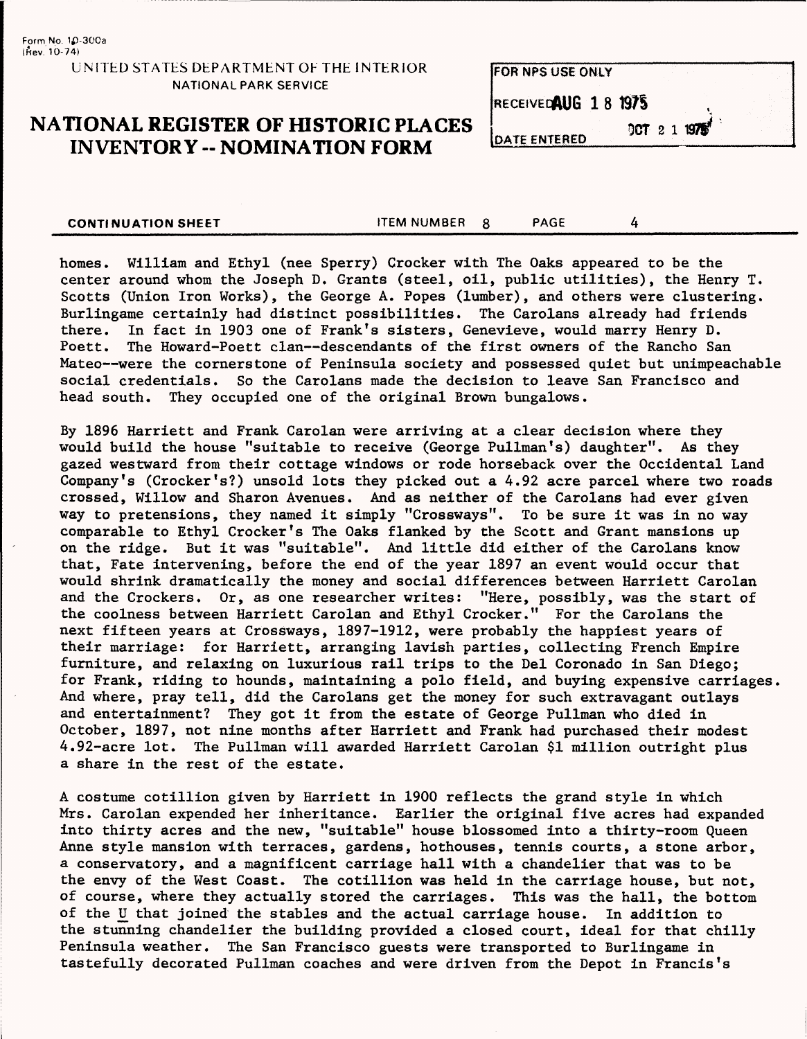homes. William and Ethyl (nee Sperry) Crocker with The Oaks appeared to be the center around whom the Joseph D. Grants (steel, oil, public utilities), the Henry T. Scotts (Union Iron Works), the George A. Popes (lumber), and others were clustering. Burlingame certainly had distinct possibilities. The Carolans already had friends there. In fact in 1903 one of Frank's sisters, Genevieve, would marry Henry D. Poett. The Howard-Poett clan--descendants of the first owners of the Rancho San Mateo--were the cornerstone of Peninsula society and possessed quiet but unimpeachable social credentials. So the Carolans made the decision to leave San Francisco and head south. They occupied one of the original Brown bungalows.

By 1896 Harriett and Frank Carolan were arriving at a clear decision where they would build the house "suitable to receive (George Pullman's) daughter". As they gazed westward from their cottage windows or rode horseback over the Occidental Land Company's (Crocker's?) unsold lots they picked out a 4.92 acre parcel where two roads crossed, Willow and Sharon Avenues. And as neither of the Carolans had ever given way to pretensions, they named it simply "Crossways". To be sure it was in no way comparable to Ethyl Crocker's The Oaks flanked by the Scott and Grant mansions up on the ridge. But it was "suitable". And little did either of the Carolans know that, Fate intervening, before the end of the year 1897 an event would occur that would shrink dramatically the money and social differences between Harriett Carolan and the Crockers. Or, as one researcher writes: "Here, possibly, was the start of the coolness between Harriett Carolan and Ethyl Crocker." For the Carolans the next fifteen years at Crossways, 1897-1912, were probably the happiest years of their marriage: for Harriett, arranging lavish parties, collecting French Empire furniture, and relaxing on luxurious rail trips to the Del Coronado in San Diego; for Frank, riding to hounds, maintaining a polo field, and buying expensive carriages. And where, pray tell, did the Carolans get the money for such extravagant outlays and entertainment? They got it from the estate of George Pullman who died in October, 1897, not nine months after Harriett and Frank had purchased their modest 4.92-acre lot. The Pullman will awarded Harriett Carolan $1 million outright plus a share in the rest of the estate.

A costume cotillion given by Harriett in 1900 reflects the grand style in which Mrs. Carolan expended her inheritance. Earlier the original five acres had expanded into thirty acres and the new, "suitable" house blossomed into a thirty-room Queen Anne style mansion with terraces, gardens, hothouses, tennis courts, a stone arbor, a conservatory, and a magnificent carriage hall with a chandelier that was to be the envy of the West Coast. The cotillion was held in the carriage house, but not, of course, where they actually stored the carriages. This was the hall, the bottom of the U that joined the stables and the actual carriage house. In addition to the stunning chandelier the building provided a closed court, ideal for that chilly Peninsula weather. The San Francisco guests were transported to Burlingame in tastefully decorated Pullman coaches and were driven from the Depot in Francis's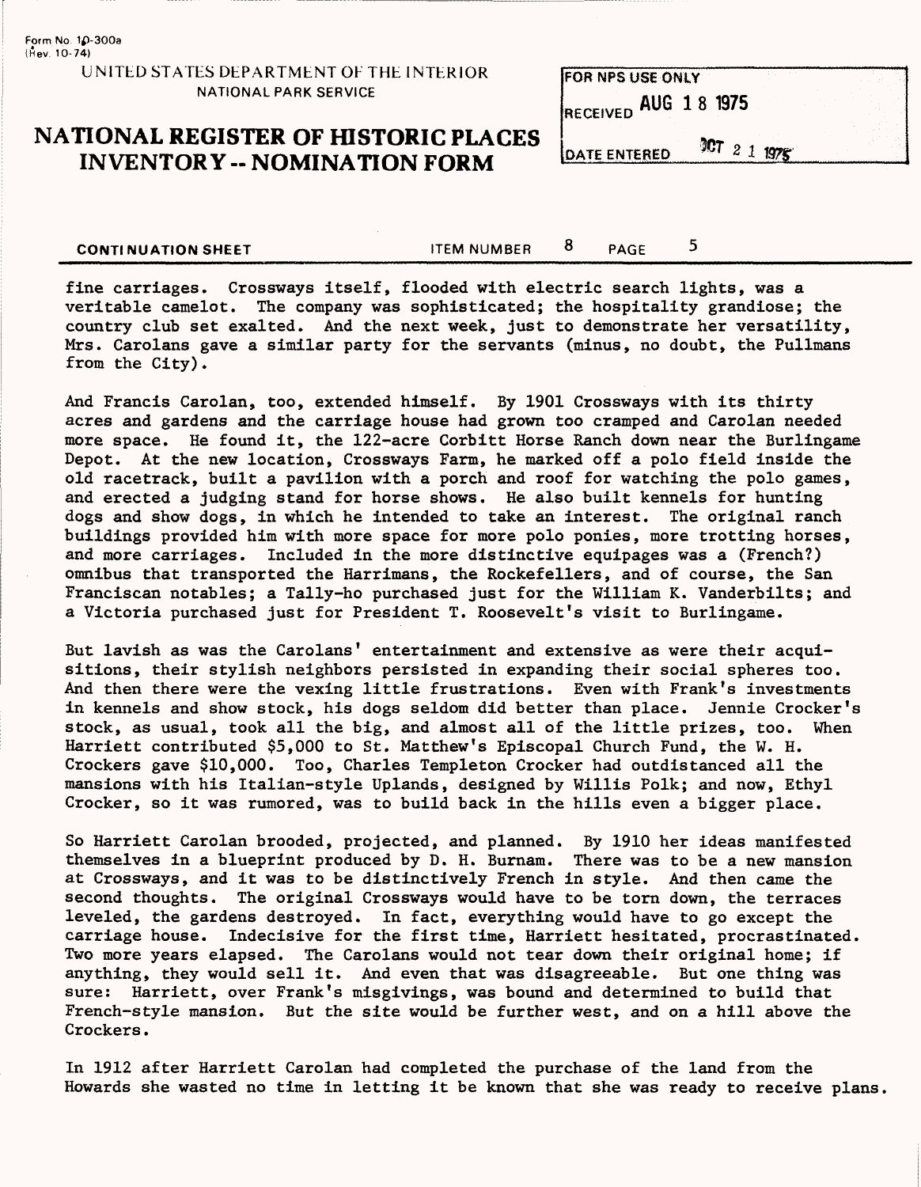Form No. 10-300a
(Rev. 10-74)

UNITED STATES DEPARTMENT OF THE INTERIOR
NATIONAL PARK SERVICE

# NATIONAL REGISTER OF HISTORIC PLACES INVENTORY -- NOMINATION FORM

| FOR NPS USE ONLY |
| --- |
| RECEIVED AUG 18 1975 |
| DATE ENTERED OCT 21 1975 |

**CONTINUATION SHEET** ITEM NUMBER 8 PAGE 5

fine carriages. Crossways itself, flooded with electric search lights, was a veritable camelot. The company was sophisticated; the hospitality grandiose; the country club set exalted. And the next week, just to demonstrate her versatility, Mrs. Carolans gave a similar party for the servants (minus, no doubt, the Pullmans from the City).

And Francis Carolan, too, extended himself. By 1901 Crossways with its thirty acres and gardens and the carriage house had grown too cramped and Carolan needed more space. He found it, the 122-acre Corbitt Horse Ranch down near the Burlingame Depot. At the new location, Crossways Farm, he marked off a polo field inside the old racetrack, built a pavilion with a porch and roof for watching the polo games, and erected a judging stand for horse shows. He also built kennels for hunting dogs and show dogs, in which he intended to take an interest. The original ranch buildings provided him with more space for more polo ponies, more trotting horses, and more carriages. Included in the more distinctive equipages was a (French?) omnibus that transported the Harrimans, the Rockefellers, and of course, the San Franciscan notables; a Tally-ho purchased just for the William K. Vanderbilts; and a Victoria purchased just for President T. Roosevelt's visit to Burlingame.

But lavish as was the Carolans' entertainment and extensive as were their acquisitions, their stylish neighbors persisted in expanding their social spheres too. And then there were the vexing little frustrations. Even with Frank's investments in kennels and show stock, his dogs seldom did better than place. Jennie Crocker's stock, as usual, took all the big, and almost all of the little prizes, too. When Harriett contributed $5,000 to St. Matthew's Episcopal Church Fund, the W. H. Crockers gave $10,000. Too, Charles Templeton Crocker had outdistanced all the mansions with his Italian-style Uplands, designed by Willis Polk; and now, Ethyl Crocker, so it was rumored, was to build back in the hills even a bigger place.

So Harriett Carolan brooded, projected, and planned. By 1910 her ideas manifested themselves in a blueprint produced by D. H. Burnam. There was to be a new mansion at Crossways, and it was to be distinctively French in style. And then came the second thoughts. The original Crossways would have to be torn down, the terraces leveled, the gardens destroyed. In fact, everything would have to go except the carriage house. Indecisive for the first time, Harriett hesitated, procrastinated. Two more years elapsed. The Carolans would not tear down their original home; if anything, they would sell it. And even that was disagreeable. But one thing was sure: Harriett, over Frank's misgivings, was bound and determined to build that French-style mansion. But the site would be further west, and on a hill above the Crockers.

In 1912 after Harriett Carolan had completed the purchase of the land from the Howards she wasted no time in letting it be known that she was ready to receive plans.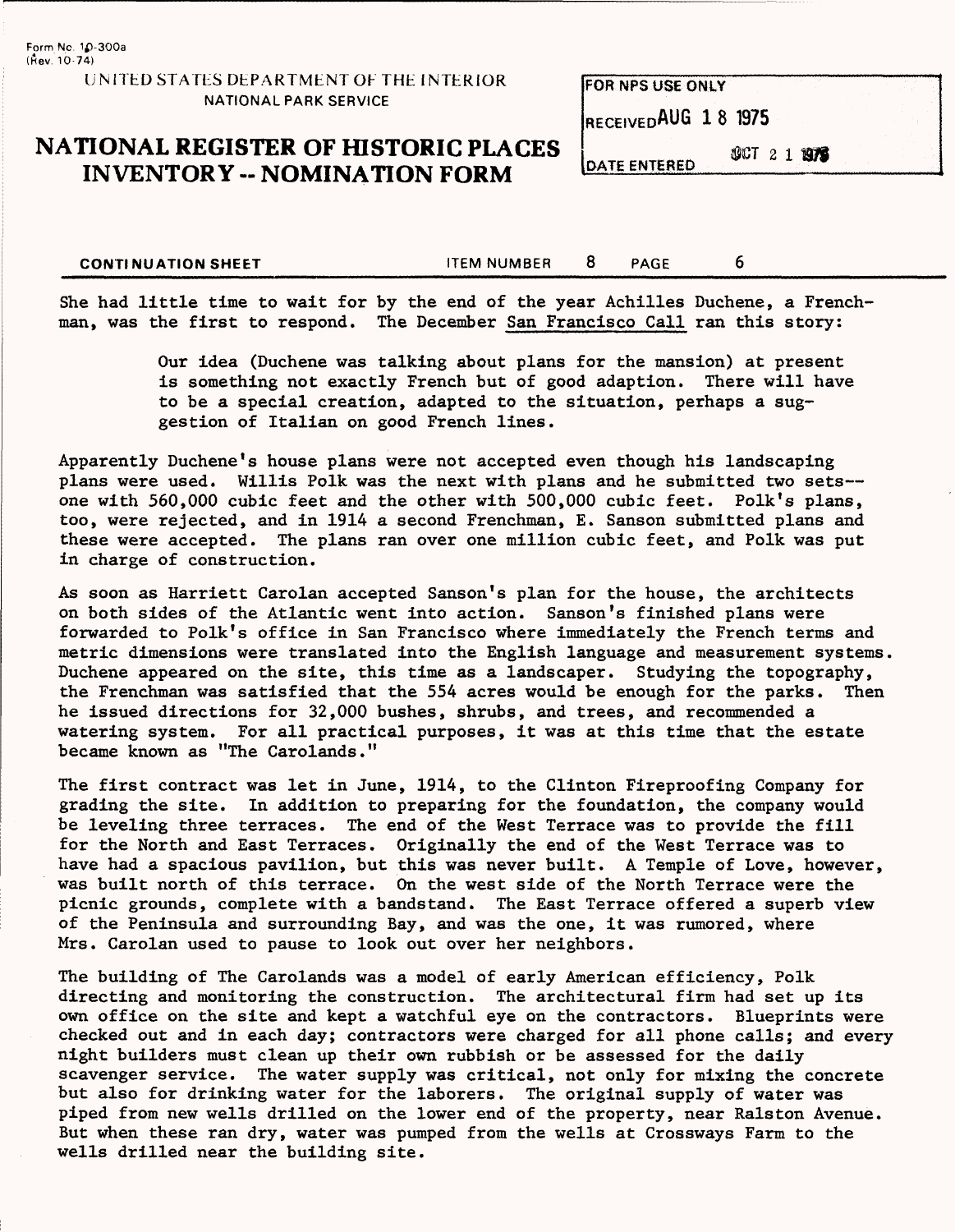She had little time to wait for by the end of the year Achilles Duchene, a Frenchman, was the first to respond. The December San Francisco Call ran this story:

> Our idea (Duchene was talking about plans for the mansion) at present is something not exactly French but of good adaption. There will have to be a special creation, adapted to the situation, perhaps a suggestion of Italian on good French lines.

Apparently Duchene's house plans were not accepted even though his landscaping plans were used. Willis Polk was the next with plans and he submitted two sets--one with 560,000 cubic feet and the other with 500,000 cubic feet. Polk's plans, too, were rejected, and in 1914 a second Frenchman, E. Sanson submitted plans and these were accepted. The plans ran over one million cubic feet, and Polk was put in charge of construction.

As soon as Harriett Carolan accepted Sanson's plan for the house, the architects on both sides of the Atlantic went into action. Sanson's finished plans were forwarded to Polk's office in San Francisco where immediately the French terms and metric dimensions were translated into the English language and measurement systems. Duchene appeared on the site, this time as a landscaper. Studying the topography, the Frenchman was satisfied that the 554 acres would be enough for the parks. Then he issued directions for 32,000 bushes, shrubs, and trees, and recommended a watering system. For all practical purposes, it was at this time that the estate became known as "The Carolands."

The first contract was let in June, 1914, to the Clinton Fireproofing Company for grading the site. In addition to preparing for the foundation, the company would be leveling three terraces. The end of the West Terrace was to provide the fill for the North and East Terraces. Originally the end of the West Terrace was to have had a spacious pavilion, but this was never built. A Temple of Love, however, was built north of this terrace. On the west side of the North Terrace were the picnic grounds, complete with a bandstand. The East Terrace offered a superb view of the Peninsula and surrounding Bay, and was the one, it was rumored, where Mrs. Carolan used to pause to look out over her neighbors.

The building of The Carolands was a model of early American efficiency, Polk directing and monitoring the construction. The architectural firm had set up its own office on the site and kept a watchful eye on the contractors. Blueprints were checked out and in each day; contractors were charged for all phone calls; and every night builders must clean up their own rubbish or be assessed for the daily scavenger service. The water supply was critical, not only for mixing the concrete but also for drinking water for the laborers. The original supply of water was piped from new wells drilled on the lower end of the property, near Ralston Avenue. But when these ran dry, water was pumped from the wells at Crossways Farm to the wells drilled near the building site.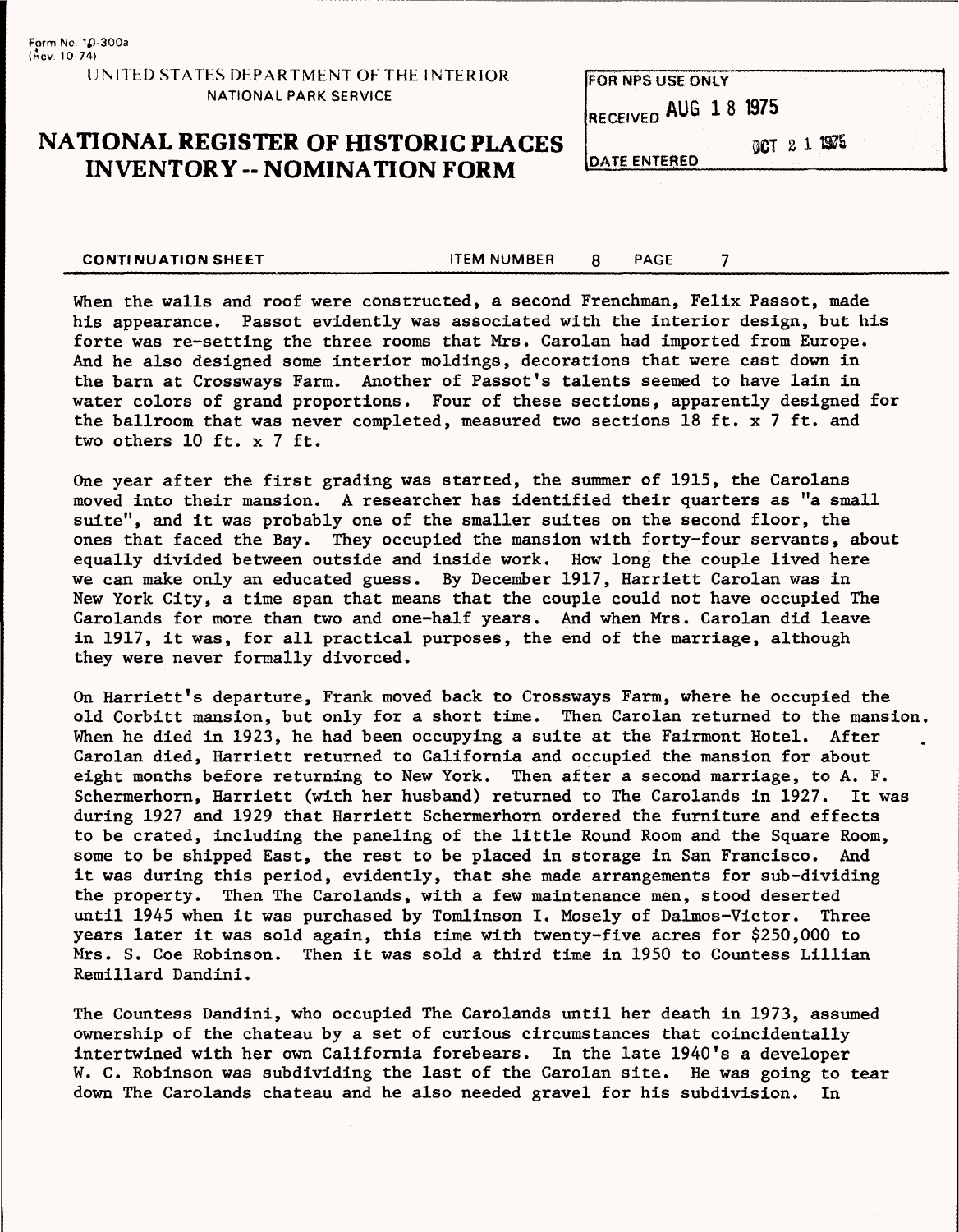Form No. 10-300a
(Rev. 10-74)

UNITED STATES DEPARTMENT OF THE INTERIOR
NATIONAL PARK SERVICE

# NATIONAL REGISTER OF HISTORIC PLACES INVENTORY -- NOMINATION FORM

| FOR NPS USE ONLY |
| --- |
| RECEIVED AUG 18 1975 |
| DATE ENTERED OCT 21 1975 |

**CONTINUATION SHEET** ITEM NUMBER 8 PAGE 7

When the walls and roof were constructed, a second Frenchman, Felix Passot, made his appearance. Passot evidently was associated with the interior design, but his forte was re-setting the three rooms that Mrs. Carolan had imported from Europe. And he also designed some interior moldings, decorations that were cast down in the barn at Crossways Farm. Another of Passot's talents seemed to have lain in water colors of grand proportions. Four of these sections, apparently designed for the ballroom that was never completed, measured two sections 18 ft. x 7 ft. and two others 10 ft. x 7 ft.

One year after the first grading was started, the summer of 1915, the Carolans moved into their mansion. A researcher has identified their quarters as "a small suite", and it was probably one of the smaller suites on the second floor, the ones that faced the Bay. They occupied the mansion with forty-four servants, about equally divided between outside and inside work. How long the couple lived here we can make only an educated guess. By December 1917, Harriett Carolan was in New York City, a time span that means that the couple could not have occupied The Carolands for more than two and one-half years. And when Mrs. Carolan did leave in 1917, it was, for all practical purposes, the end of the marriage, although they were never formally divorced.

On Harriett's departure, Frank moved back to Crossways Farm, where he occupied the old Corbitt mansion, but only for a short time. Then Carolan returned to the mansion. When he died in 1923, he had been occupying a suite at the Fairmont Hotel. After Carolan died, Harriett returned to California and occupied the mansion for about eight months before returning to New York. Then after a second marriage, to A. F. Schermerhorn, Harriett (with her husband) returned to The Carolands in 1927. It was during 1927 and 1929 that Harriett Schermerhorn ordered the furniture and effects to be crated, including the paneling of the little Round Room and the Square Room, some to be shipped East, the rest to be placed in storage in San Francisco. And it was during this period, evidently, that she made arrangements for sub-dividing the property. Then The Carolands, with a few maintenance men, stood deserted until 1945 when it was purchased by Tomlinson I. Mosely of Dalmos-Victor. Three years later it was sold again, this time with twenty-five acres for $250,000 to Mrs. S. Coe Robinson. Then it was sold a third time in 1950 to Countess Lillian Remillard Dandini.

The Countess Dandini, who occupied The Carolands until her death in 1973, assumed ownership of the chateau by a set of curious circumstances that coincidentally intertwined with her own California forebears. In the late 1940's a developer W. C. Robinson was subdividing the last of the Carolan site. He was going to tear down The Carolands chateau and he also needed gravel for his subdivision. In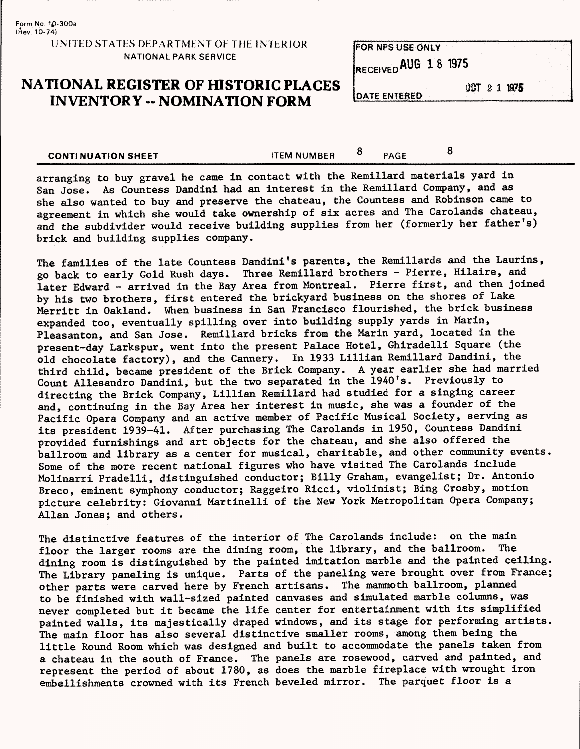Form No 10-300a
(Rev. 10-74)

UNITED STATES DEPARTMENT OF THE INTERIOR
NATIONAL PARK SERVICE

# NATIONAL REGISTER OF HISTORIC PLACES INVENTORY -- NOMINATION FORM

| FOR NPS USE ONLY | |
|---|---|
| RECEIVED AUG 18 1975 | |
| DATE ENTERED | OCT 21 1975 |

**CONTINUATION SHEET** ITEM NUMBER 8 PAGE 8

arranging to buy gravel he came in contact with the Remillard materials yard in San Jose. As Countess Dandini had an interest in the Remillard Company, and as she also wanted to buy and preserve the chateau, the Countess and Robinson came to agreement in which she would take ownership of six acres and The Carolands chateau, and the subdivider would receive building supplies from her (formerly her father's) brick and building supplies company.

The families of the late Countess Dandini's parents, the Remillards and the Laurins, go back to early Gold Rush days. Three Remillard brothers - Pierre, Hilaire, and later Edward - arrived in the Bay Area from Montreal. Pierre first, and then joined by his two brothers, first entered the brickyard business on the shores of Lake Merritt in Oakland. When business in San Francisco flourished, the brick business expanded too, eventually spilling over into building supply yards in Marin, Pleasanton, and San Jose. Remillard bricks from the Marin yard, located in the present-day Larkspur, went into the present Palace Hotel, Ghiradelli Square (the old chocolate factory), and the Cannery. In 1933 Lillian Remillard Dandini, the third child, became president of the Brick Company. A year earlier she had married Count Allesandro Dandini, but the two separated in the 1940's. Previously to directing the Brick Company, Lillian Remillard had studied for a singing career and, continuing in the Bay Area her interest in music, she was a founder of the Pacific Opera Company and an active member of Pacific Musical Society, serving as its president 1939-41. After purchasing The Carolands in 1950, Countess Dandini provided furnishings and art objects for the chateau, and she also offered the ballroom and library as a center for musical, charitable, and other community events. Some of the more recent national figures who have visited The Carolands include Molinarri Pradelli, distinguished conductor; Billy Graham, evangelist; Dr. Antonio Breco, eminent symphony conductor; Raggeiro Ricci, violinist; Bing Crosby, motion picture celebrity: Giovanni Martinelli of the New York Metropolitan Opera Company; Allan Jones; and others.

The distinctive features of the interior of The Carolands include: on the main floor the larger rooms are the dining room, the library, and the ballroom. The dining room is distinguished by the painted imitation marble and the painted ceiling. The Library paneling is unique. Parts of the paneling were brought over from France; other parts were carved here by French artisans. The mammoth ballroom, planned to be finished with wall-sized painted canvases and simulated marble columns, was never completed but it became the life center for entertainment with its simplified painted walls, its majestically draped windows, and its stage for performing artists. The main floor has also several distinctive smaller rooms, among them being the little Round Room which was designed and built to accommodate the panels taken from a chateau in the south of France. The panels are rosewood, carved and painted, and represent the period of about 1780, as does the marble fireplace with wrought iron embellishments crowned with its French beveled mirror. The parquet floor is a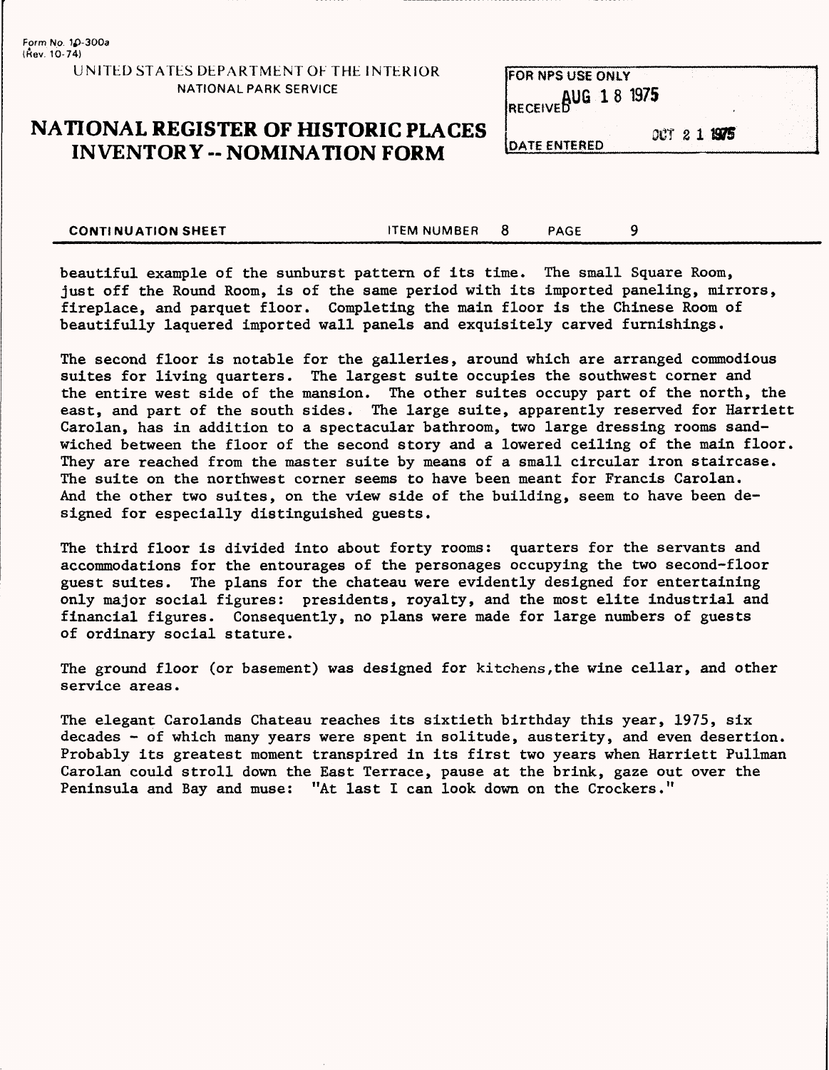beautiful example of the sunburst pattern of its time. The small Square Room, just off the Round Room, is of the same period with its imported paneling, mirrors, fireplace, and parquet floor. Completing the main floor is the Chinese Room of beautifully laquered imported wall panels and exquisitely carved furnishings.

The second floor is notable for the galleries, around which are arranged commodious suites for living quarters. The largest suite occupies the southwest corner and the entire west side of the mansion. The other suites occupy part of the north, the east, and part of the south sides. The large suite, apparently reserved for Harriett Carolan, has in addition to a spectacular bathroom, two large dressing rooms sandwiched between the floor of the second story and a lowered ceiling of the main floor. They are reached from the master suite by means of a small circular iron staircase. The suite on the northwest corner seems to have been meant for Francis Carolan. And the other two suites, on the view side of the building, seem to have been designed for especially distinguished guests.

The third floor is divided into about forty rooms: quarters for the servants and accommodations for the entourages of the personages occupying the two second-floor guest suites. The plans for the chateau were evidently designed for entertaining only major social figures: presidents, royalty, and the most elite industrial and financial figures. Consequently, no plans were made for large numbers of guests of ordinary social stature.

The ground floor (or basement) was designed for kitchens,the wine cellar, and other service areas.

The elegant Carolands Chateau reaches its sixtieth birthday this year, 1975, six decades - of which many years were spent in solitude, austerity, and even desertion. Probably its greatest moment transpired in its first two years when Harriett Pullman Carolan could stroll down the East Terrace, pause at the brink, gaze out over the Peninsula and Bay and muse: "At last I can look down on the Crockers."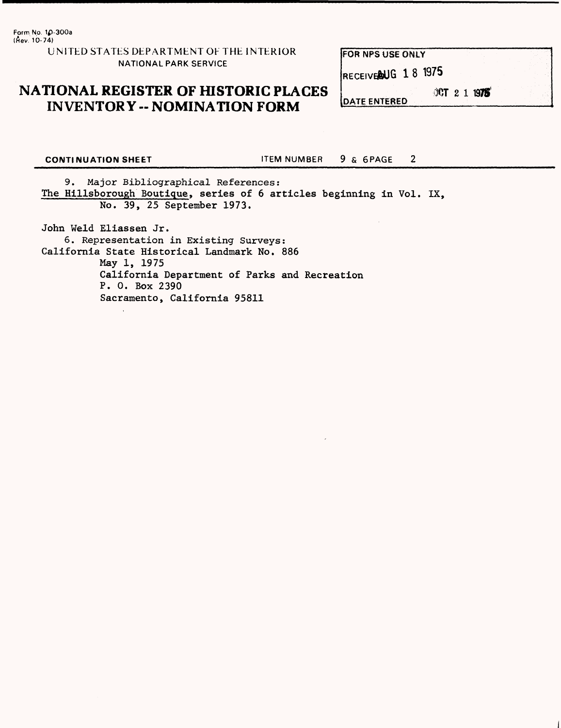Form No. 10-300a
(Rev. 10-74)

UNITED STATES DEPARTMENT OF THE INTERIOR
NATIONAL PARK SERVICE

# NATIONAL REGISTER OF HISTORIC PLACES INVENTORY -- NOMINATION FORM

| FOR NPS USE ONLY |
|---|
| RECEIVED AUG 18 1975 |
| DATE ENTERED OCT 21 1975 |

**CONTINUATION SHEET** ITEM NUMBER 9 & 6 PAGE 2

9. Major Bibliographical References:

The Hillsborough Boutique, series of 6 articles beginning in Vol. IX, No. 39, 25 September 1973.

John Weld Eliassen Jr.

6. Representation in Existing Surveys:

California State Historical Landmark No. 886
May 1, 1975
California Department of Parks and Recreation
P. O. Box 2390
Sacramento, California 95811